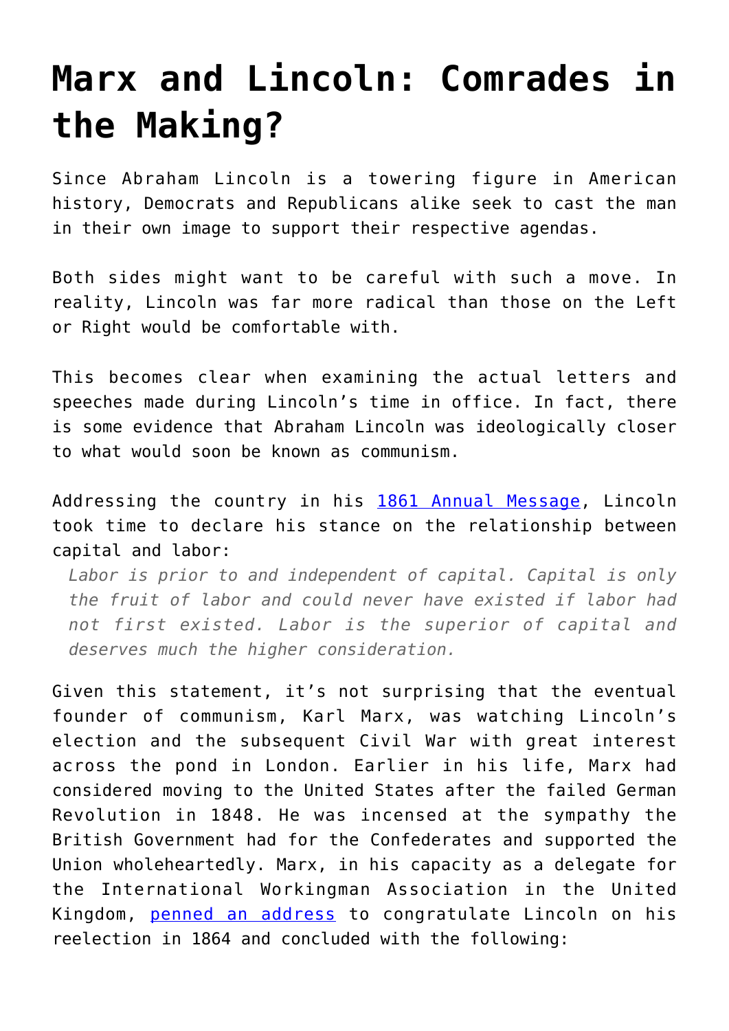# Marx and Lincoln: Comrades in the Making?

Since Abraham Lincoln is a towering figure in American history, Democrats and Republicans alike seek to cast the man in their own image to support their respective agendas.

Both sides might want to be careful with such a move. In reality, Lincoln was far more radical than those on the Left or Right would be comfortable with.

This becomes clear when examining the actual letters and speeches made during Lincoln's time in office. In fact, there is some evidence that Abraham Lincoln was ideologically closer to what would soon be known as communism.

Addressing the country in his 1861 Annual Message, Lincoln took time to declare his stance on the relationship between capital and labor:

> *Labor is prior to and independent of capital. Capital is only the fruit of labor and could never have existed if labor had not first existed. Labor is the superior of capital and deserves much the higher consideration.*

Given this statement, it's not surprising that the eventual founder of communism, Karl Marx, was watching Lincoln's election and the subsequent Civil War with great interest across the pond in London. Earlier in his life, Marx had considered moving to the United States after the failed German Revolution in 1848. He was incensed at the sympathy the British Government had for the Confederates and supported the Union wholeheartedly. Marx, in his capacity as a delegate for the International Workingman Association in the United Kingdom, penned an address to congratulate Lincoln on his reelection in 1864 and concluded with the following: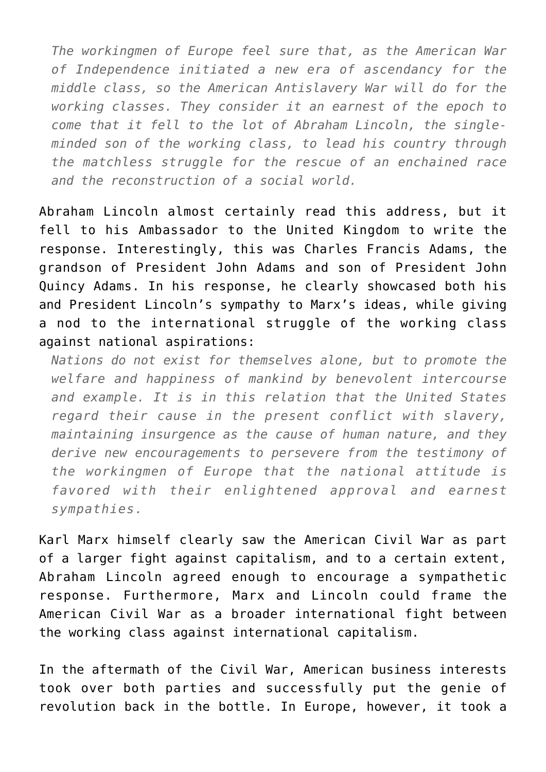> *The workingmen of Europe feel sure that, as the American War of Independence initiated a new era of ascendancy for the middle class, so the American Antislavery War will do for the working classes. They consider it an earnest of the epoch to come that it fell to the lot of Abraham Lincoln, the single-minded son of the working class, to lead his country through the matchless struggle for the rescue of an enchained race and the reconstruction of a social world.*

Abraham Lincoln almost certainly read this address, but it fell to his Ambassador to the United Kingdom to write the response. Interestingly, this was Charles Francis Adams, the grandson of President John Adams and son of President John Quincy Adams. In his response, he clearly showcased both his and President Lincoln's sympathy to Marx's ideas, while giving a nod to the international struggle of the working class against national aspirations:

> *Nations do not exist for themselves alone, but to promote the welfare and happiness of mankind by benevolent intercourse and example. It is in this relation that the United States regard their cause in the present conflict with slavery, maintaining insurgence as the cause of human nature, and they derive new encouragements to persevere from the testimony of the workingmen of Europe that the national attitude is favored with their enlightened approval and earnest sympathies.*

Karl Marx himself clearly saw the American Civil War as part of a larger fight against capitalism, and to a certain extent, Abraham Lincoln agreed enough to encourage a sympathetic response. Furthermore, Marx and Lincoln could frame the American Civil War as a broader international fight between the working class against international capitalism.

In the aftermath of the Civil War, American business interests took over both parties and successfully put the genie of revolution back in the bottle. In Europe, however, it took a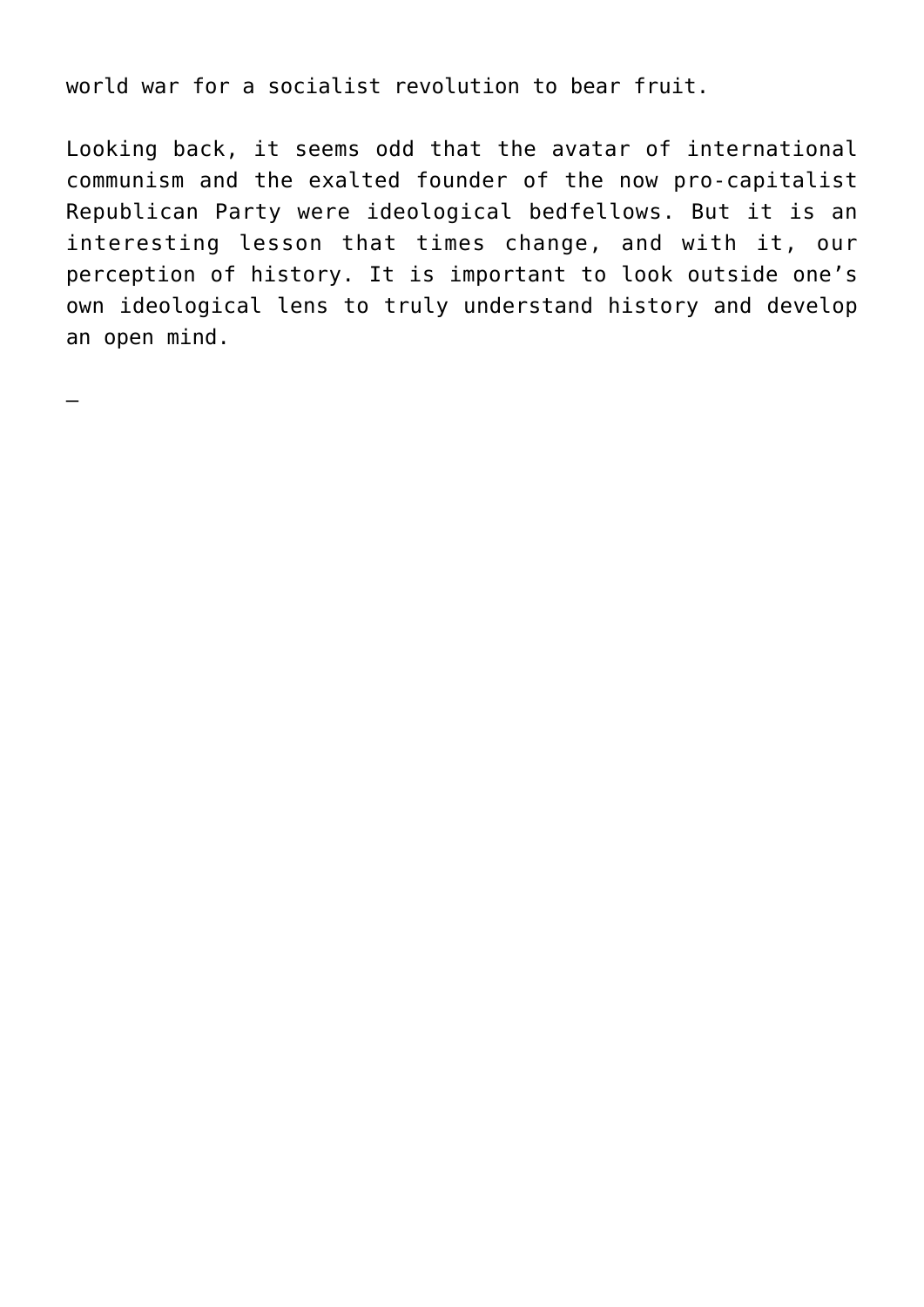world war for a socialist revolution to bear fruit.

Looking back, it seems odd that the avatar of international communism and the exalted founder of the now pro-capitalist Republican Party were ideological bedfellows. But it is an interesting lesson that times change, and with it, our perception of history. It is important to look outside one's own ideological lens to truly understand history and develop an open mind.

—